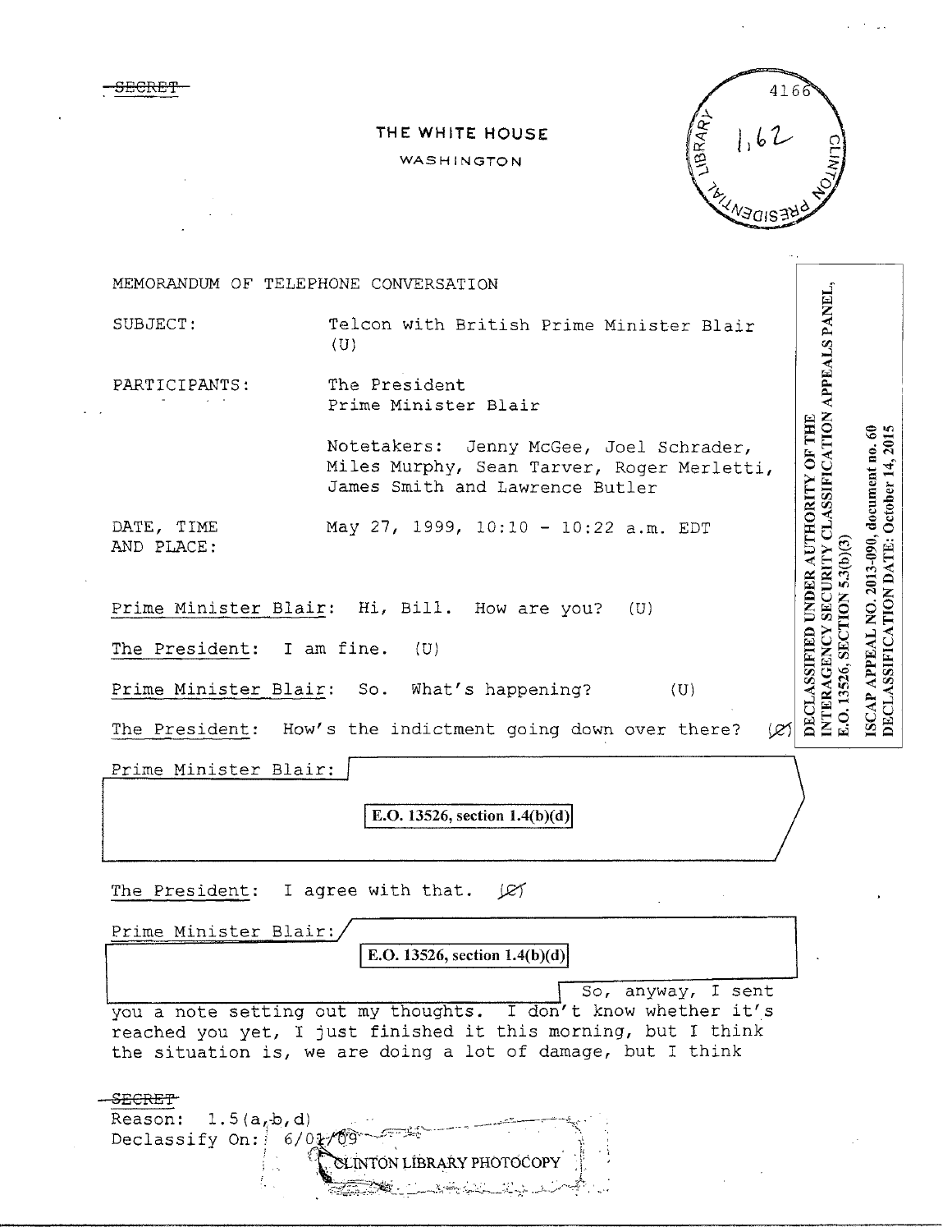~~SECRET~~

THE WHITE HOUSE

WASHINGTON

4166

1,62

DECLASSIFIED UNDER AUTHORITY OF THE INTERAGENCY SECURITY CLASSIFICATION APPEALS PANEL, E.O. 13526, SECTION 5.3(b)(3)

ISCAP APPEAL NO. 2013-090, document no. 60
DECLASSIFICATION DATE: October 14, 2015

MEMORANDUM OF TELEPHONE CONVERSATION

SUBJECT: Telcon with British Prime Minister Blair (U)

PARTICIPANTS: The President
Prime Minister Blair

Notetakers: Jenny McGee, Joel Schrader, Miles Murphy, Sean Tarver, Roger Merletti, James Smith and Lawrence Butler

DATE, TIME AND PLACE: May 27, 1999, 10:10 - 10:22 a.m. EDT

Prime Minister Blair: Hi, Bill. How are you? (U)

The President: I am fine. (U)

Prime Minister Blair: So. What's happening? (U)

The President: How's the indictment going down over there? (~~C~~)

Prime Minister Blair: [E.O. 13526, section 1.4(b)(d)]

The President: I agree with that. (~~C~~)

Prime Minister Blair: [E.O. 13526, section 1.4(b)(d)] So, anyway, I sent you a note setting out my thoughts. I don't know whether it's reached you yet, I just finished it this morning, but I think the situation is, we are doing a lot of damage, but I think

~~SECRET~~
Reason: 1.5(a,b,d)
Declassify On: 6/01/09

CLINTON LIBRARY PHOTOCOPY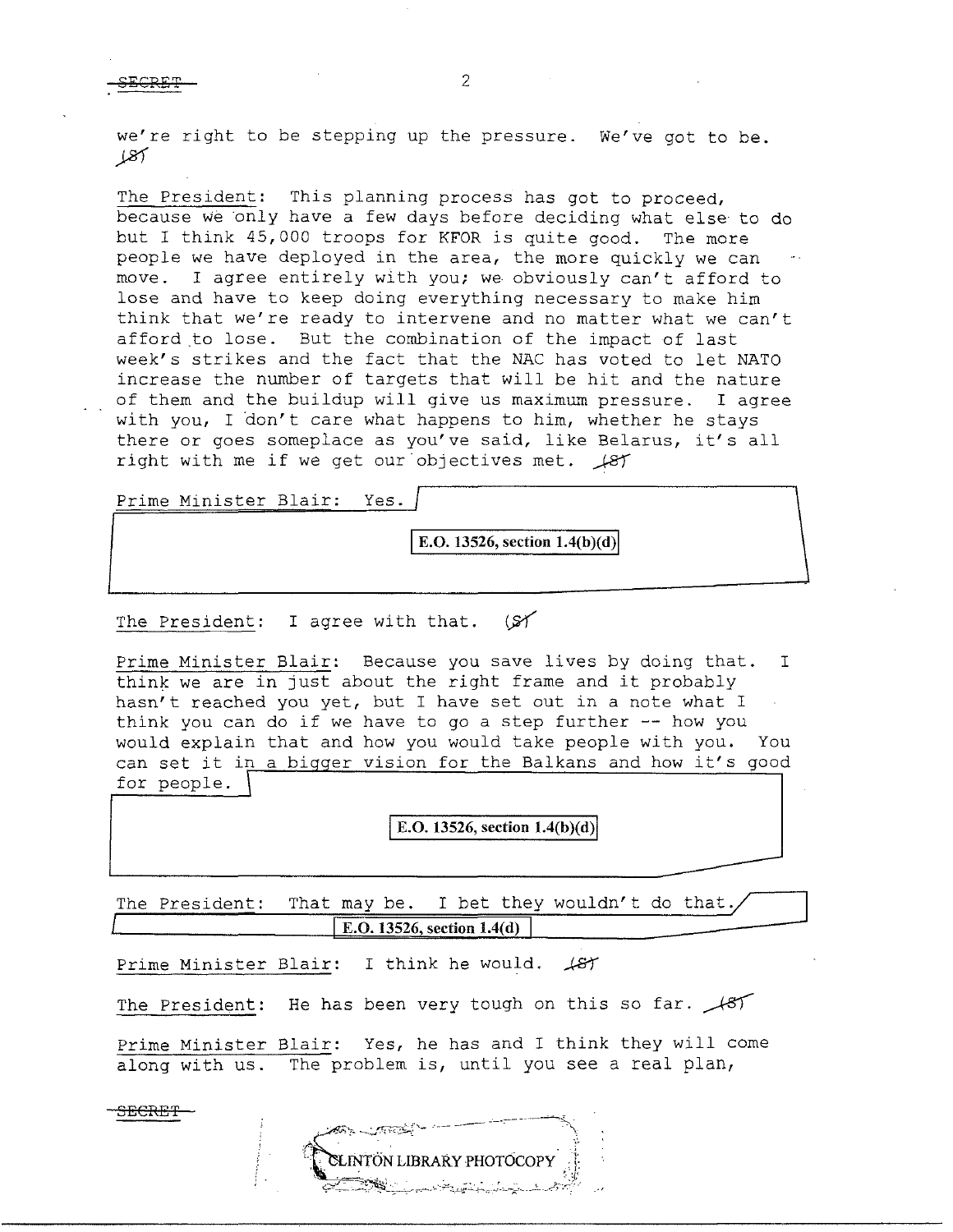we're right to be stepping up the pressure. We've got to be. (S)

The President: This planning process has got to proceed, because we only have a few days before deciding what else to do but I think 45,000 troops for KFOR is quite good. The more people we have deployed in the area, the more quickly we can move. I agree entirely with you; we obviously can't afford to lose and have to keep doing everything necessary to make him think that we're ready to intervene and no matter what we can't afford to lose. But the combination of the impact of last week's strikes and the fact that the NAC has voted to let NATO increase the number of targets that will be hit and the nature of them and the buildup will give us maximum pressure. I agree with you, I don't care what happens to him, whether he stays there or goes someplace as you've said, like Belarus, it's all right with me if we get our objectives met. (S)

Prime Minister Blair: Yes.

E.O. 13526, section 1.4(b)(d)

The President: I agree with that. (S)

Prime Minister Blair: Because you save lives by doing that. I think we are in just about the right frame and it probably hasn't reached you yet, but I have set out in a note what I think you can do if we have to go a step further -- how you would explain that and how you would take people with you. You can set it in a bigger vision for the Balkans and how it's good for people.

E.O. 13526, section 1.4(b)(d)

The President: That may be. I bet they wouldn't do that.

E.O. 13526, section 1.4(d)

Prime Minister Blair: I think he would. (S)

The President: He has been very tough on this so far. (S)

Prime Minister Blair: Yes, he has and I think they will come along with us. The problem is, until you see a real plan,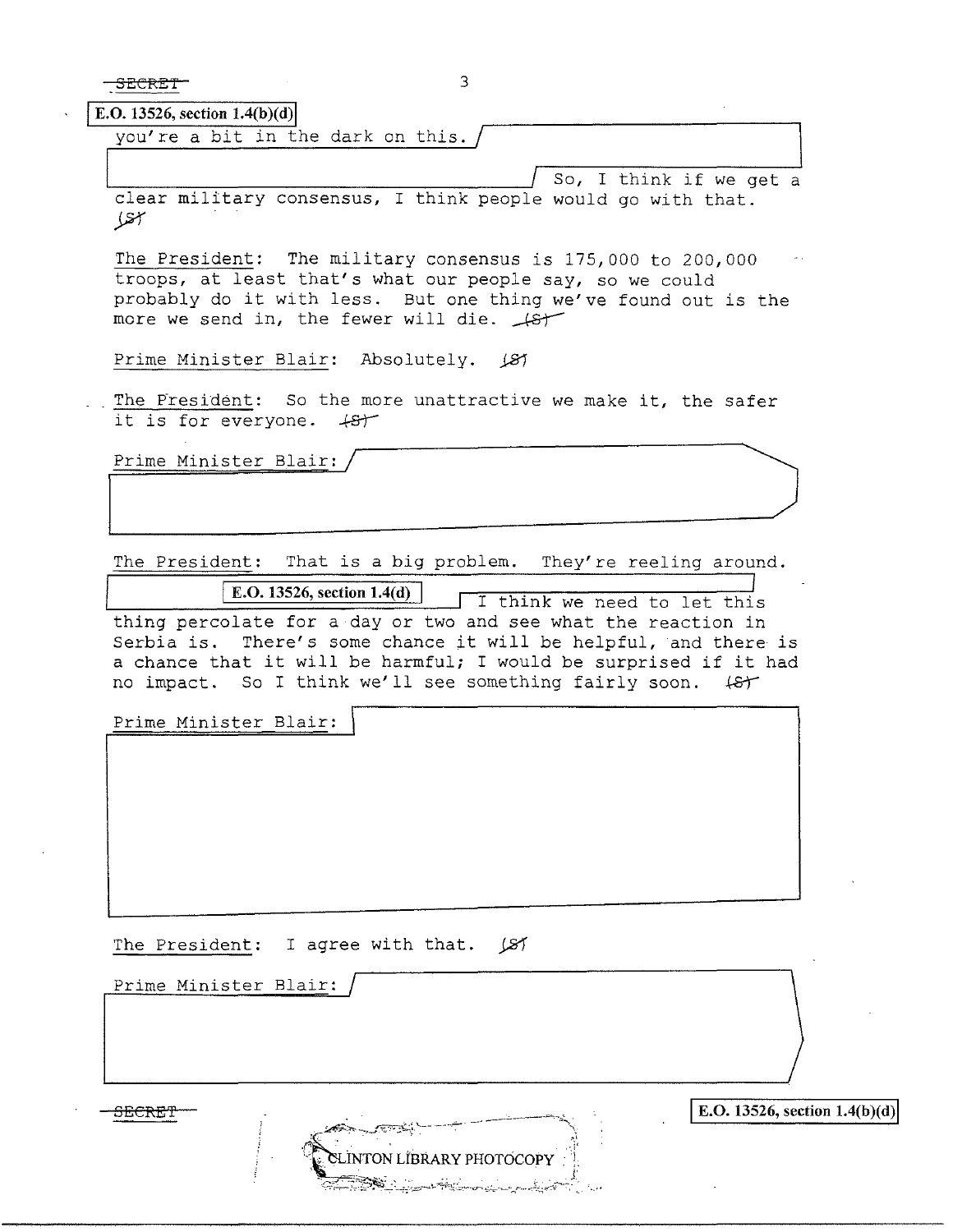E.O. 13526, section 1.4(b)(d)

you're a bit in the dark on this. So, I think if we get a clear military consensus, I think people would go with that. (S)

The President: The military consensus is 175,000 to 200,000 troops, at least that's what our people say, so we could probably do it with less. But one thing we've found out is the more we send in, the fewer will die. (S)

Prime Minister Blair: Absolutely. (S)

The President: So the more unattractive we make it, the safer it is for everyone. (S)

Prime Minister Blair:

The President: That is a big problem. They're reeling around.

E.O. 13526, section 1.4(d)

I think we need to let this thing percolate for a day or two and see what the reaction in Serbia is. There's some chance it will be helpful, and there is a chance that it will be harmful; I would be surprised if it had no impact. So I think we'll see something fairly soon. (S)

Prime Minister Blair:

The President: I agree with that. (S)

Prime Minister Blair:

E.O. 13526, section 1.4(b)(d)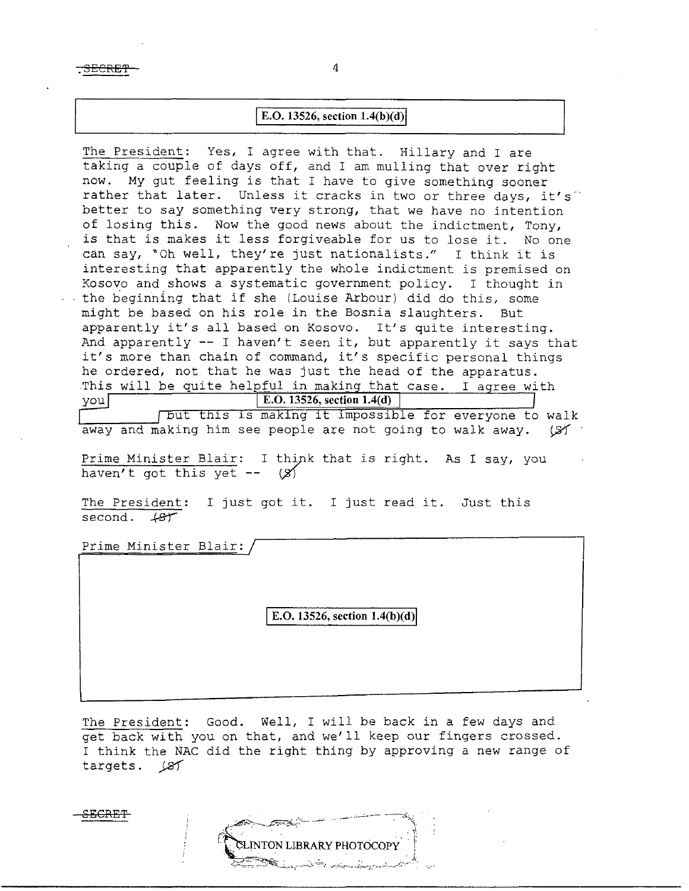E.O. 13526, section 1.4(b)(d)

The President: Yes, I agree with that. Hillary and I are taking a couple of days off, and I am mulling that over right now. My gut feeling is that I have to give something sooner rather that later. Unless it cracks in two or three days, it's better to say something very strong, that we have no intention of losing this. Now the good news about the indictment, Tony, is that is makes it less forgiveable for us to lose it. No one can say, "Oh well, they're just nationalists." I think it is interesting that apparently the whole indictment is premised on Kosovo and shows a systematic government policy. I thought in the beginning that if she (Louise Arbour) did do this, some might be based on his role in the Bosnia slaughters. But apparently it's all based on Kosovo. It's quite interesting. And apparently -- I haven't seen it, but apparently it says that it's more than chain of command, it's specific personal things he ordered, not that he was just the head of the apparatus. This will be quite helpful in making that case. I agree with you [E.O. 13526, section 1.4(d)] but this is making it impossible for everyone to walk away and making him see people are not going to walk away. (S)

Prime Minister Blair: I think that is right. As I say, you haven't got this yet -- (S)

The President: I just got it. I just read it. Just this second. (S)

Prime Minister Blair: [E.O. 13526, section 1.4(b)(d)]

The President: Good. Well, I will be back in a few days and get back with you on that, and we'll keep our fingers crossed. I think the NAC did the right thing by approving a new range of targets. (S)

CLINTON LIBRARY PHOTOCOPY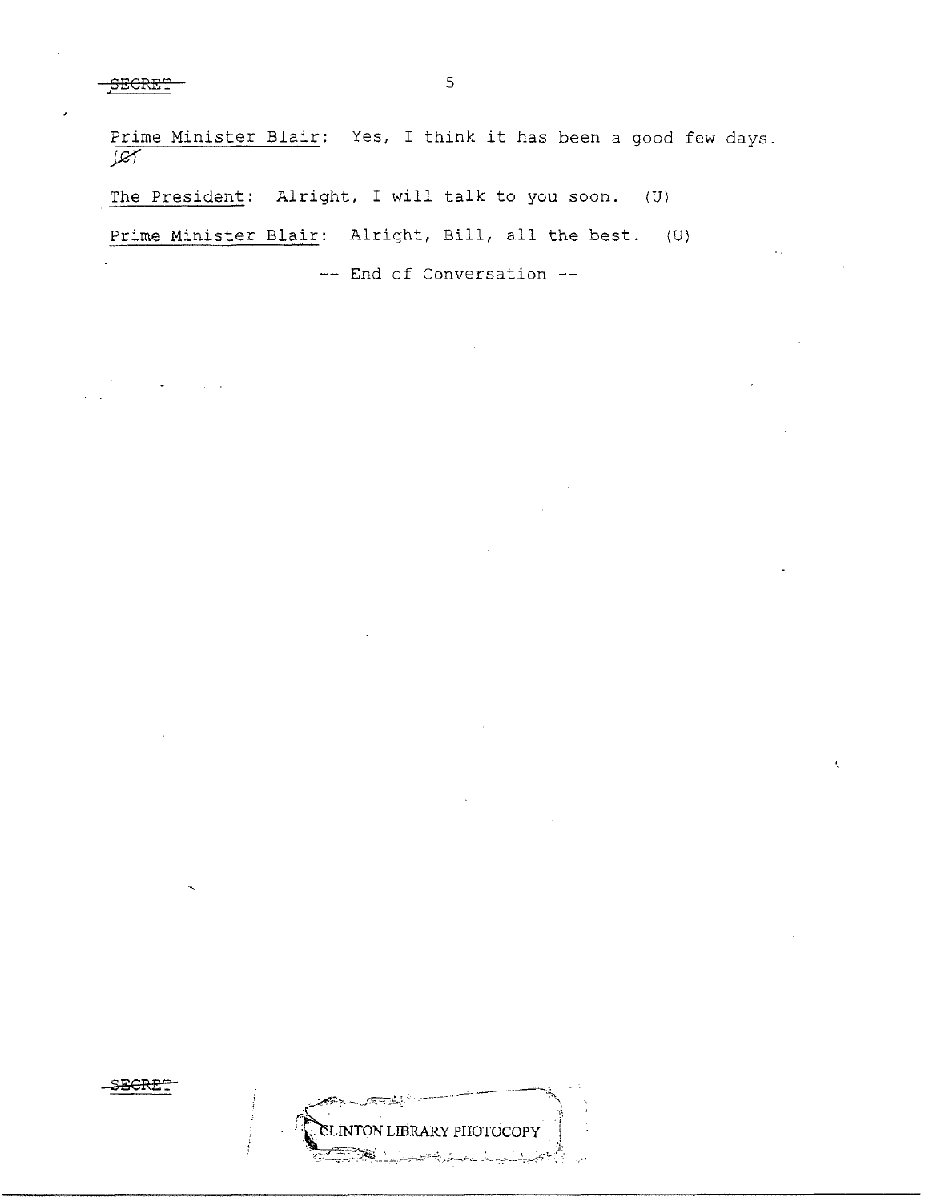Prime Minister Blair: Yes, I think it has been a good few days. (C)

The President: Alright, I will talk to you soon. (U)

Prime Minister Blair: Alright, Bill, all the best. (U)

-- End of Conversation --